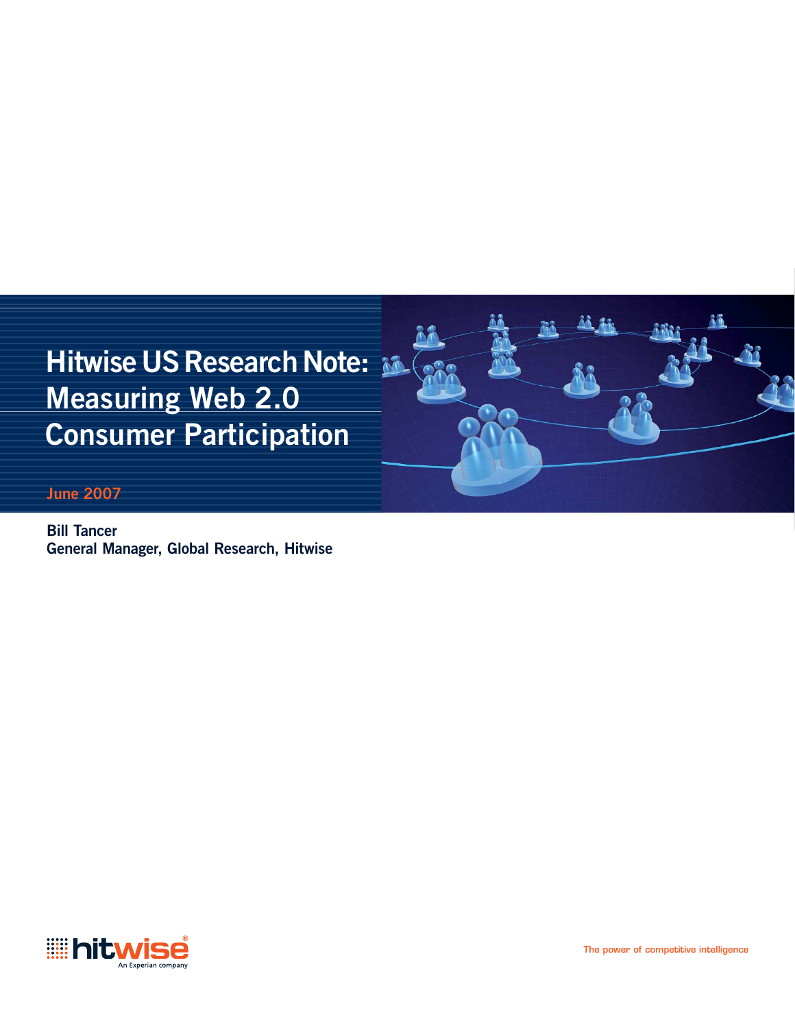# Hitwise US Research Note: Measuring Web 2.0 Consumer Participation

June 2007

**Bill Tancer**
**General Manager, Global Research, Hitwise**

hitwise
An Experian company

The power of competitive intelligence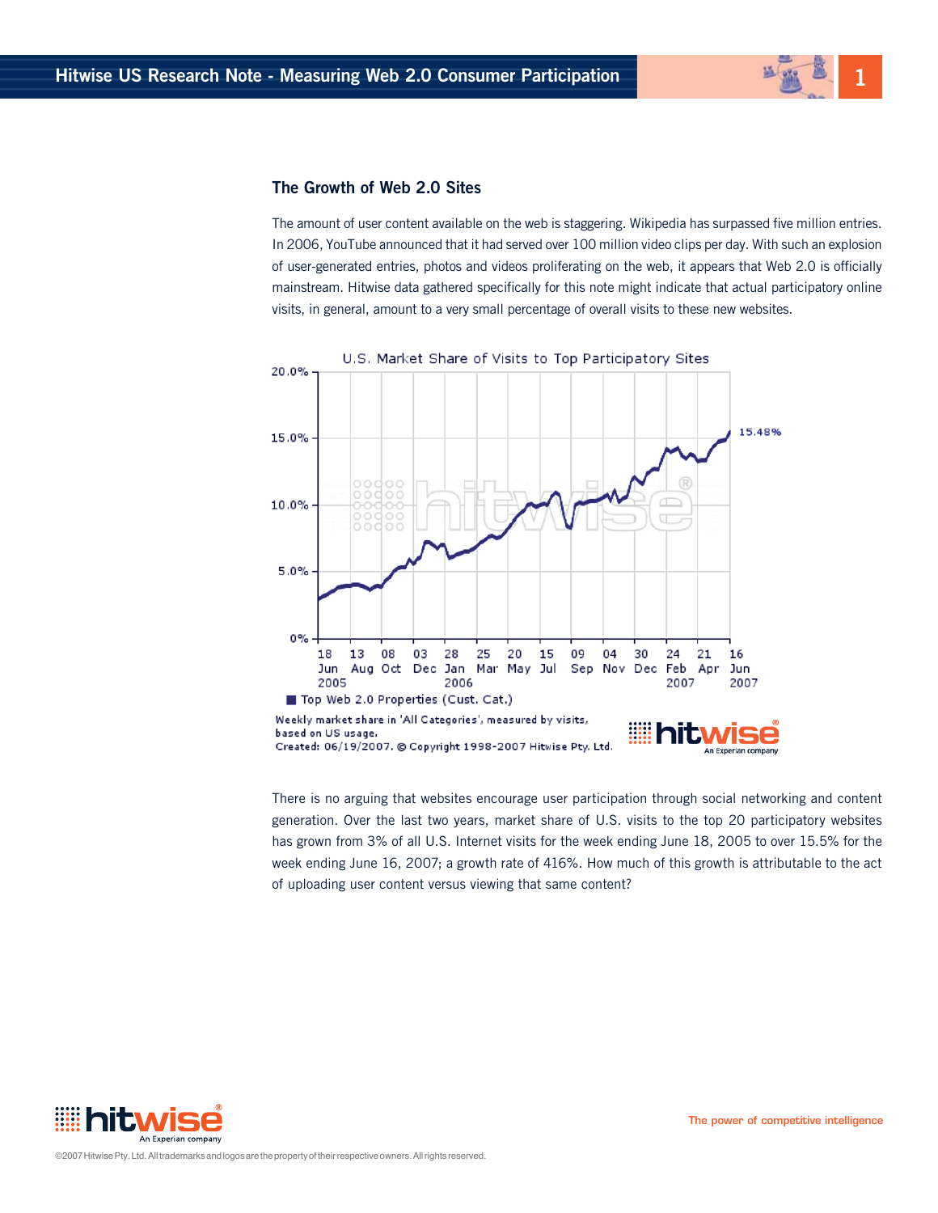## The Growth of Web 2.0 Sites

The amount of user content available on the web is staggering. Wikipedia has surpassed five million entries. In 2006, YouTube announced that it had served over 100 million video clips per day. With such an explosion of user-generated entries, photos and videos proliferating on the web, it appears that Web 2.0 is officially mainstream. Hitwise data gathered specifically for this note might indicate that actual participatory online visits, in general, amount to a very small percentage of overall visits to these new websites.

U.S. Market Share of Visits to Top Participatory Sites

Weekly market share in 'All Categories', measured by visits, based on US usage.
Created: 06/19/2007. © Copyright 1998-2007 Hitwise Pty. Ltd.

There is no arguing that websites encourage user participation through social networking and content generation. Over the last two years, market share of U.S. visits to the top 20 participatory websites has grown from 3% of all U.S. Internet visits for the week ending June 18, 2005 to over 15.5% for the week ending June 16, 2007; a growth rate of 416%. How much of this growth is attributable to the act of uploading user content versus viewing that same content?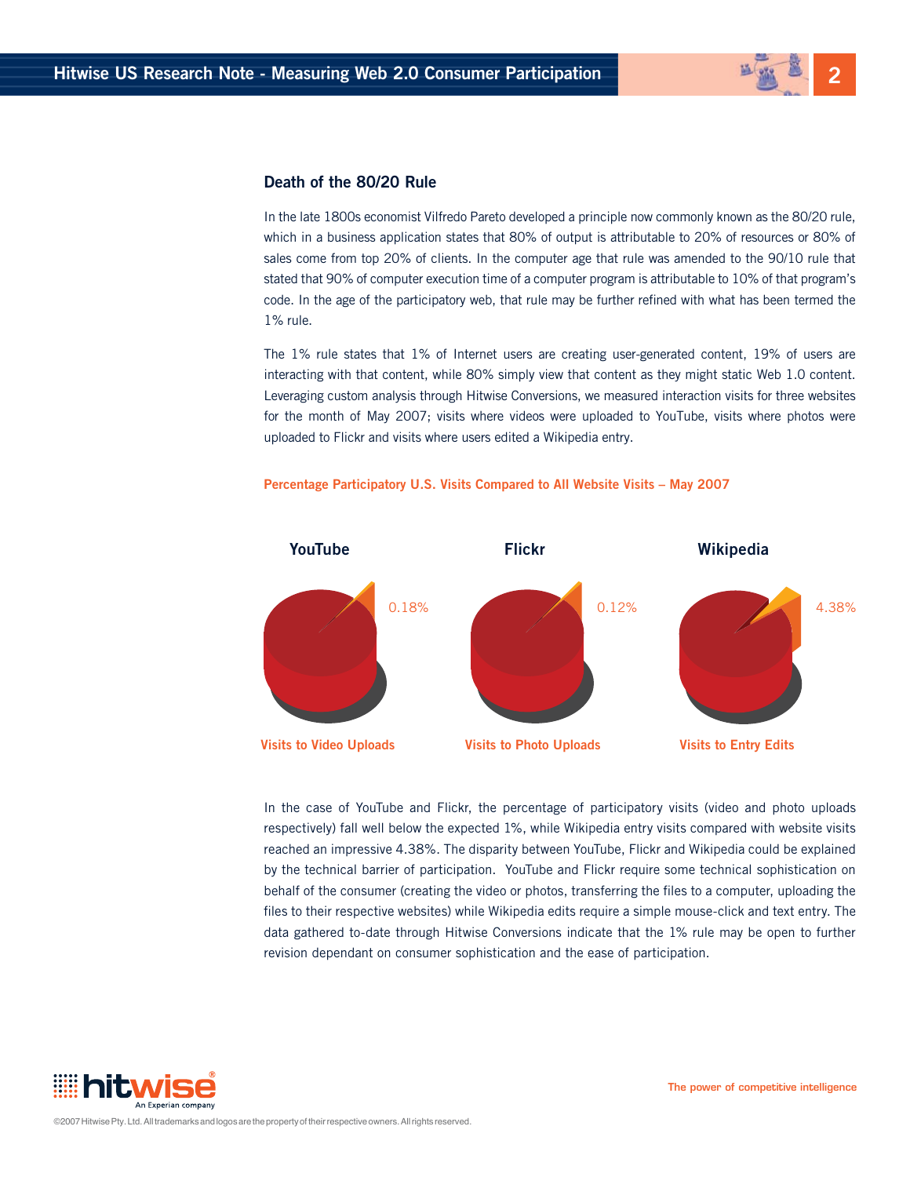## Death of the 80/20 Rule

In the late 1800s economist Vilfredo Pareto developed a principle now commonly known as the 80/20 rule, which in a business application states that 80% of output is attributable to 20% of resources or 80% of sales come from top 20% of clients. In the computer age that rule was amended to the 90/10 rule that stated that 90% of computer execution time of a computer program is attributable to 10% of that program's code. In the age of the participatory web, that rule may be further refined with what has been termed the 1% rule.

The 1% rule states that 1% of Internet users are creating user-generated content, 19% of users are interacting with that content, while 80% simply view that content as they might static Web 1.0 content. Leveraging custom analysis through Hitwise Conversions, we measured interaction visits for three websites for the month of May 2007; visits where videos were uploaded to YouTube, visits where photos were uploaded to Flickr and visits where users edited a Wikipedia entry.

**Percentage Participatory U.S. Visits Compared to All Website Visits – May 2007**

| YouTube | Flickr | Wikipedia |
| --- | --- | --- |
| 0.18% | 0.12% | 4.38% |
| Visits to Video Uploads | Visits to Photo Uploads | Visits to Entry Edits |

In the case of YouTube and Flickr, the percentage of participatory visits (video and photo uploads respectively) fall well below the expected 1%, while Wikipedia entry visits compared with website visits reached an impressive 4.38%. The disparity between YouTube, Flickr and Wikipedia could be explained by the technical barrier of participation. YouTube and Flickr require some technical sophistication on behalf of the consumer (creating the video or photos, transferring the files to a computer, uploading the files to their respective websites) while Wikipedia edits require a simple mouse-click and text entry. The data gathered to-date through Hitwise Conversions indicate that the 1% rule may be open to further revision dependant on consumer sophistication and the ease of participation.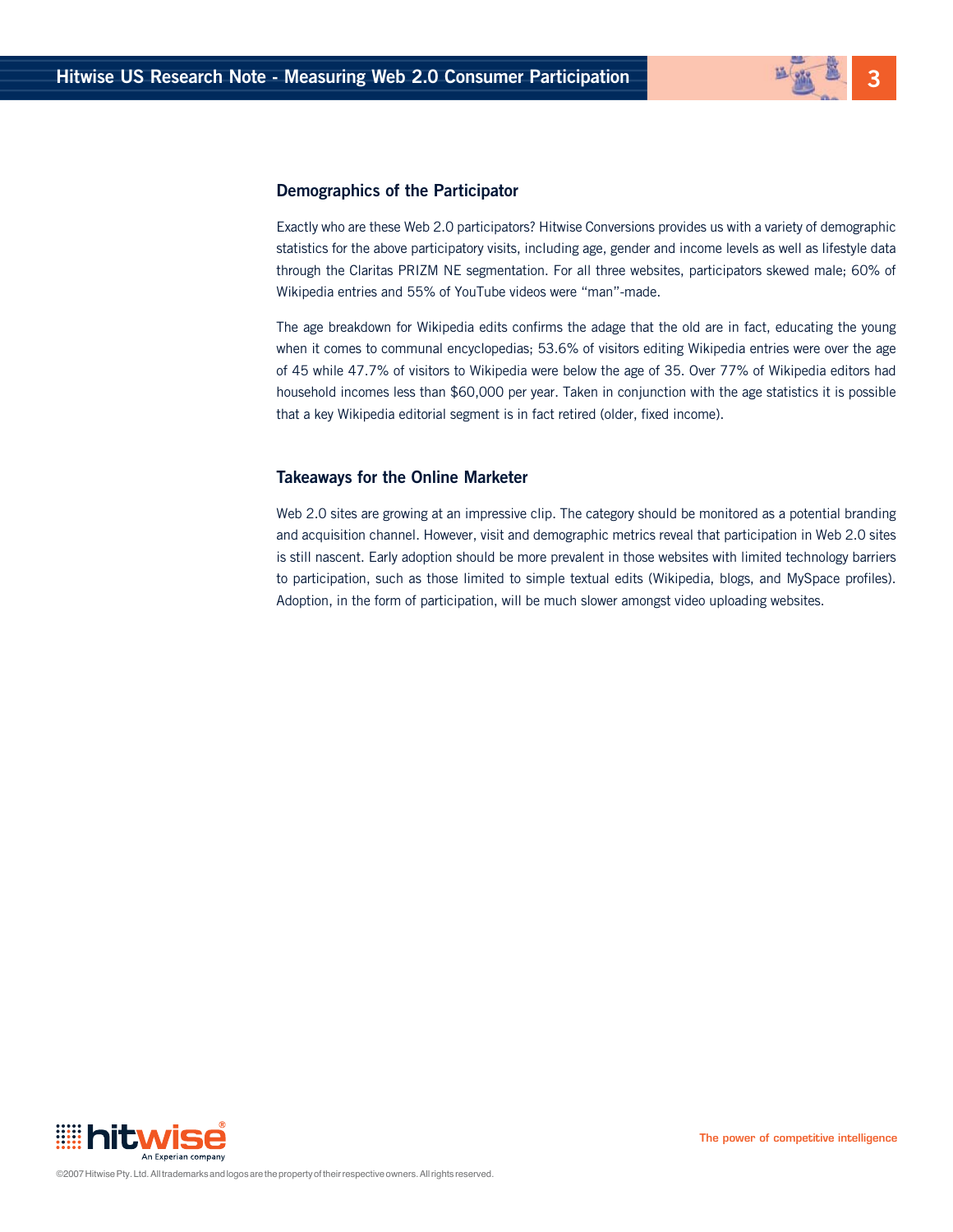## Demographics of the Participator

Exactly who are these Web 2.0 participators? Hitwise Conversions provides us with a variety of demographic statistics for the above participatory visits, including age, gender and income levels as well as lifestyle data through the Claritas PRIZM NE segmentation. For all three websites, participators skewed male; 60% of Wikipedia entries and 55% of YouTube videos were "man"-made.

The age breakdown for Wikipedia edits confirms the adage that the old are in fact, educating the young when it comes to communal encyclopedias; 53.6% of visitors editing Wikipedia entries were over the age of 45 while 47.7% of visitors to Wikipedia were below the age of 35. Over 77% of Wikipedia editors had household incomes less than $60,000 per year. Taken in conjunction with the age statistics it is possible that a key Wikipedia editorial segment is in fact retired (older, fixed income).

## Takeaways for the Online Marketer

Web 2.0 sites are growing at an impressive clip. The category should be monitored as a potential branding and acquisition channel. However, visit and demographic metrics reveal that participation in Web 2.0 sites is still nascent. Early adoption should be more prevalent in those websites with limited technology barriers to participation, such as those limited to simple textual edits (Wikipedia, blogs, and MySpace profiles). Adoption, in the form of participation, will be much slower amongst video uploading websites.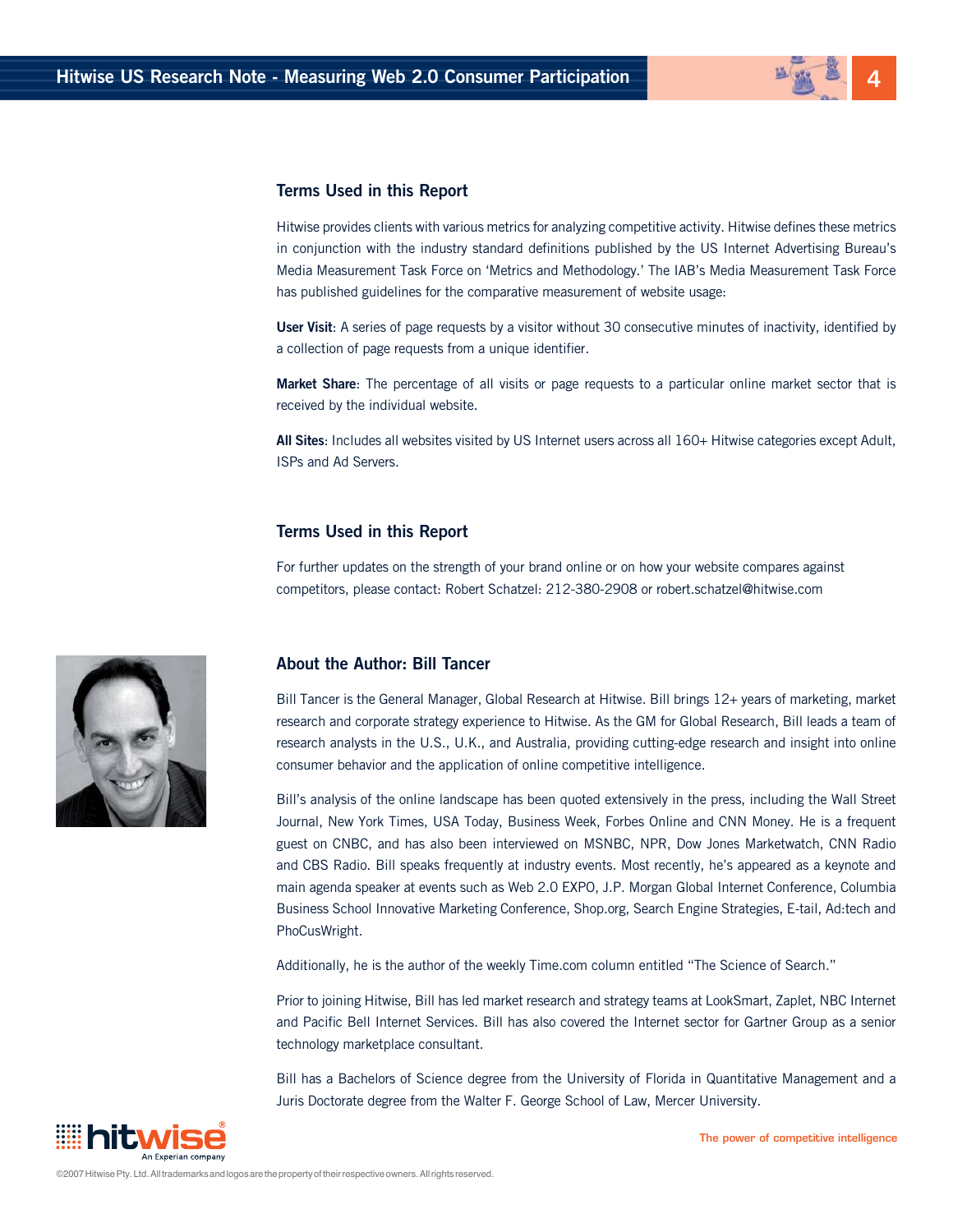## Terms Used in this Report

Hitwise provides clients with various metrics for analyzing competitive activity. Hitwise defines these metrics in conjunction with the industry standard definitions published by the US Internet Advertising Bureau's Media Measurement Task Force on 'Metrics and Methodology.' The IAB's Media Measurement Task Force has published guidelines for the comparative measurement of website usage:

**User Visit**: A series of page requests by a visitor without 30 consecutive minutes of inactivity, identified by a collection of page requests from a unique identifier.

**Market Share**: The percentage of all visits or page requests to a particular online market sector that is received by the individual website.

**All Sites**: Includes all websites visited by US Internet users across all 160+ Hitwise categories except Adult, ISPs and Ad Servers.

## Terms Used in this Report

For further updates on the strength of your brand online or on how your website compares against competitors, please contact: Robert Schatzel: 212-380-2908 or robert.schatzel@hitwise.com

## About the Author: Bill Tancer

Bill Tancer is the General Manager, Global Research at Hitwise. Bill brings 12+ years of marketing, market research and corporate strategy experience to Hitwise. As the GM for Global Research, Bill leads a team of research analysts in the U.S., U.K., and Australia, providing cutting-edge research and insight into online consumer behavior and the application of online competitive intelligence.

Bill's analysis of the online landscape has been quoted extensively in the press, including the Wall Street Journal, New York Times, USA Today, Business Week, Forbes Online and CNN Money. He is a frequent guest on CNBC, and has also been interviewed on MSNBC, NPR, Dow Jones Marketwatch, CNN Radio and CBS Radio. Bill speaks frequently at industry events. Most recently, he's appeared as a keynote and main agenda speaker at events such as Web 2.0 EXPO, J.P. Morgan Global Internet Conference, Columbia Business School Innovative Marketing Conference, Shop.org, Search Engine Strategies, E-tail, Ad:tech and PhoCusWright.

Additionally, he is the author of the weekly Time.com column entitled "The Science of Search."

Prior to joining Hitwise, Bill has led market research and strategy teams at LookSmart, Zaplet, NBC Internet and Pacific Bell Internet Services. Bill has also covered the Internet sector for Gartner Group as a senior technology marketplace consultant.

Bill has a Bachelors of Science degree from the University of Florida in Quantitative Management and a Juris Doctorate degree from the Walter F. George School of Law, Mercer University.

hitwise An Experian company

The power of competitive intelligence

©2007 Hitwise Pty. Ltd. All trademarks and logos are the property of their respective owners. All rights reserved.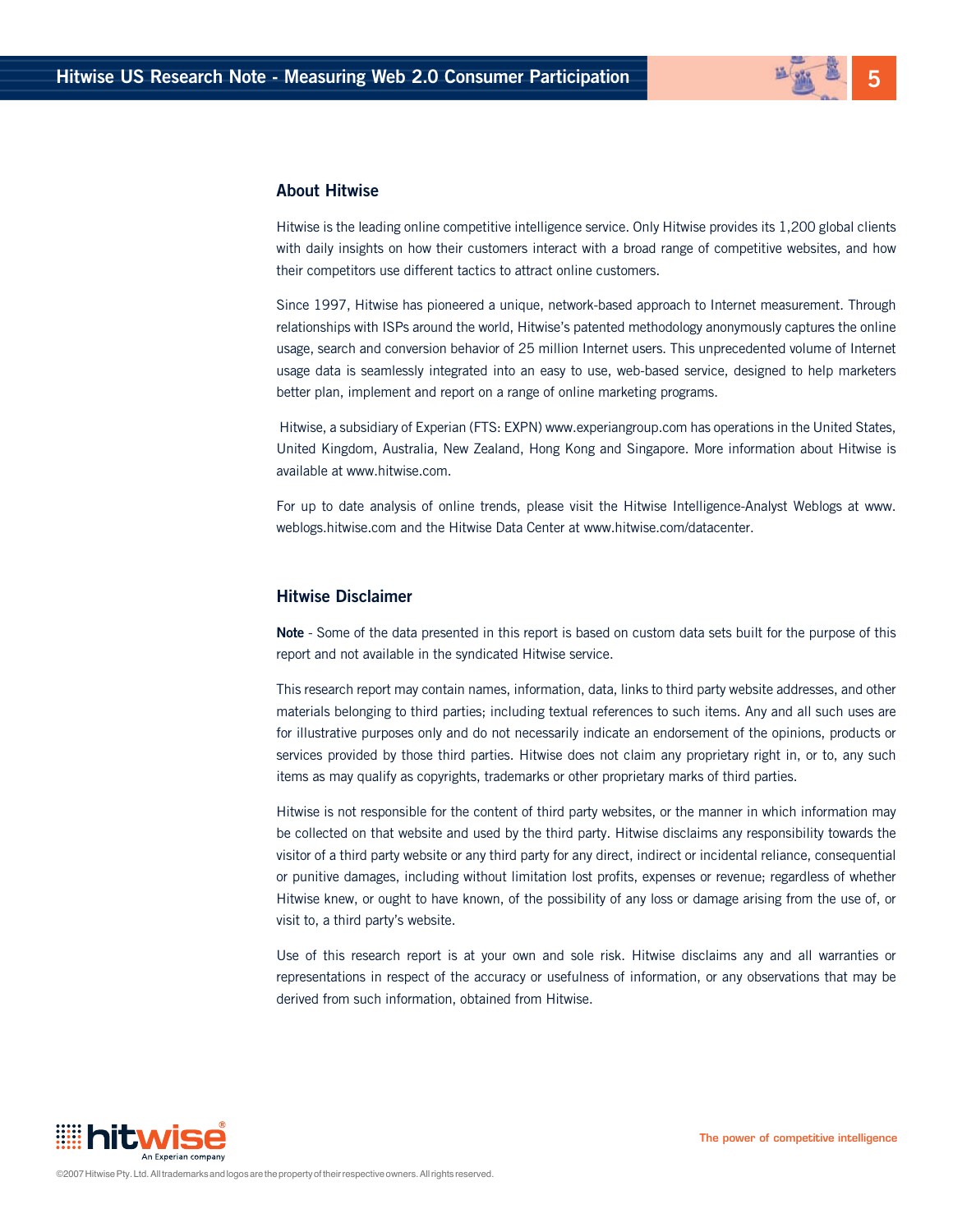## About Hitwise

Hitwise is the leading online competitive intelligence service. Only Hitwise provides its 1,200 global clients with daily insights on how their customers interact with a broad range of competitive websites, and how their competitors use different tactics to attract online customers.

Since 1997, Hitwise has pioneered a unique, network-based approach to Internet measurement. Through relationships with ISPs around the world, Hitwise's patented methodology anonymously captures the online usage, search and conversion behavior of 25 million Internet users. This unprecedented volume of Internet usage data is seamlessly integrated into an easy to use, web-based service, designed to help marketers better plan, implement and report on a range of online marketing programs.

Hitwise, a subsidiary of Experian (FTS: EXPN) www.experiangroup.com has operations in the United States, United Kingdom, Australia, New Zealand, Hong Kong and Singapore. More information about Hitwise is available at www.hitwise.com.

For up to date analysis of online trends, please visit the Hitwise Intelligence-Analyst Weblogs at www.weblogs.hitwise.com and the Hitwise Data Center at www.hitwise.com/datacenter.

## Hitwise Disclaimer

**Note** - Some of the data presented in this report is based on custom data sets built for the purpose of this report and not available in the syndicated Hitwise service.

This research report may contain names, information, data, links to third party website addresses, and other materials belonging to third parties; including textual references to such items. Any and all such uses are for illustrative purposes only and do not necessarily indicate an endorsement of the opinions, products or services provided by those third parties. Hitwise does not claim any proprietary right in, or to, any such items as may qualify as copyrights, trademarks or other proprietary marks of third parties.

Hitwise is not responsible for the content of third party websites, or the manner in which information may be collected on that website and used by the third party. Hitwise disclaims any responsibility towards the visitor of a third party website or any third party for any direct, indirect or incidental reliance, consequential or punitive damages, including without limitation lost profits, expenses or revenue; regardless of whether Hitwise knew, or ought to have known, of the possibility of any loss or damage arising from the use of, or visit to, a third party's website.

Use of this research report is at your own and sole risk. Hitwise disclaims any and all warranties or representations in respect of the accuracy or usefulness of information, or any observations that may be derived from such information, obtained from Hitwise.

hitwise® An Experian company

The power of competitive intelligence

©2007 Hitwise Pty. Ltd. All trademarks and logos are the property of their respective owners. All rights reserved.